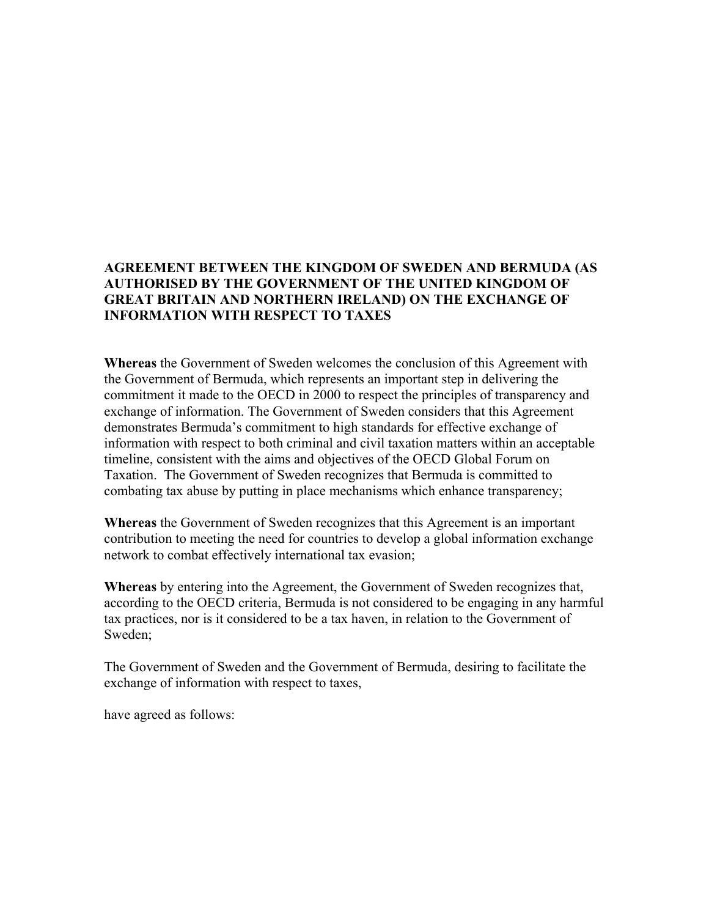# AGREEMENT BETWEEN THE KINGDOM OF SWEDEN AND BERMUDA (AS AUTHORISED BY THE GOVERNMENT OF THE UNITED KINGDOM OF GREAT BRITAIN AND NORTHERN IRELAND) ON THE EXCHANGE OF INFORMATION WITH RESPECT TO TAXES

**Whereas** the Government of Sweden welcomes the conclusion of this Agreement with the Government of Bermuda, which represents an important step in delivering the commitment it made to the OECD in 2000 to respect the principles of transparency and exchange of information. The Government of Sweden considers that this Agreement demonstrates Bermuda's commitment to high standards for effective exchange of information with respect to both criminal and civil taxation matters within an acceptable timeline, consistent with the aims and objectives of the OECD Global Forum on Taxation. The Government of Sweden recognizes that Bermuda is committed to combating tax abuse by putting in place mechanisms which enhance transparency;

**Whereas** the Government of Sweden recognizes that this Agreement is an important contribution to meeting the need for countries to develop a global information exchange network to combat effectively international tax evasion;

**Whereas** by entering into the Agreement, the Government of Sweden recognizes that, according to the OECD criteria, Bermuda is not considered to be engaging in any harmful tax practices, nor is it considered to be a tax haven, in relation to the Government of Sweden;

The Government of Sweden and the Government of Bermuda, desiring to facilitate the exchange of information with respect to taxes,

have agreed as follows: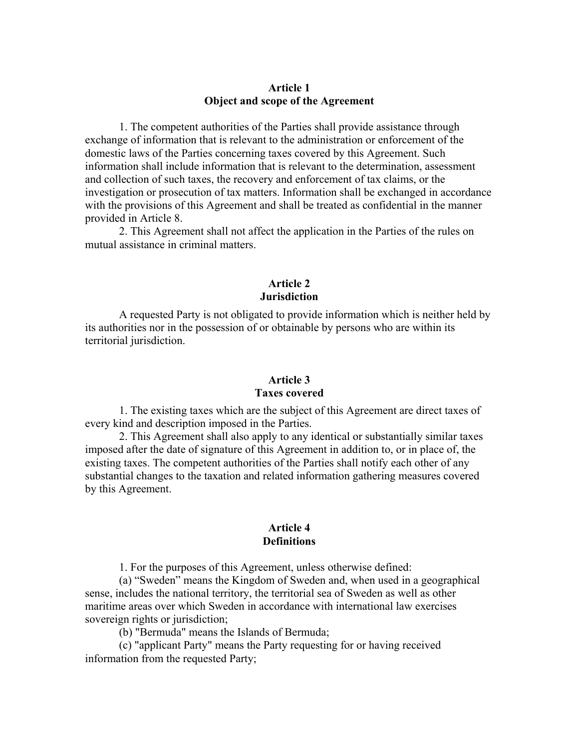## Article 1
## Object and scope of the Agreement

1. The competent authorities of the Parties shall provide assistance through exchange of information that is relevant to the administration or enforcement of the domestic laws of the Parties concerning taxes covered by this Agreement. Such information shall include information that is relevant to the determination, assessment and collection of such taxes, the recovery and enforcement of tax claims, or the investigation or prosecution of tax matters. Information shall be exchanged in accordance with the provisions of this Agreement and shall be treated as confidential in the manner provided in Article 8.

2. This Agreement shall not affect the application in the Parties of the rules on mutual assistance in criminal matters.

## Article 2
## Jurisdiction

A requested Party is not obligated to provide information which is neither held by its authorities nor in the possession of or obtainable by persons who are within its territorial jurisdiction.

## Article 3
## Taxes covered

1. The existing taxes which are the subject of this Agreement are direct taxes of every kind and description imposed in the Parties.

2. This Agreement shall also apply to any identical or substantially similar taxes imposed after the date of signature of this Agreement in addition to, or in place of, the existing taxes. The competent authorities of the Parties shall notify each other of any substantial changes to the taxation and related information gathering measures covered by this Agreement.

## Article 4
## Definitions

1. For the purposes of this Agreement, unless otherwise defined:

(a) “Sweden” means the Kingdom of Sweden and, when used in a geographical sense, includes the national territory, the territorial sea of Sweden as well as other maritime areas over which Sweden in accordance with international law exercises sovereign rights or jurisdiction;

(b) "Bermuda" means the Islands of Bermuda;

(c) "applicant Party" means the Party requesting for or having received information from the requested Party;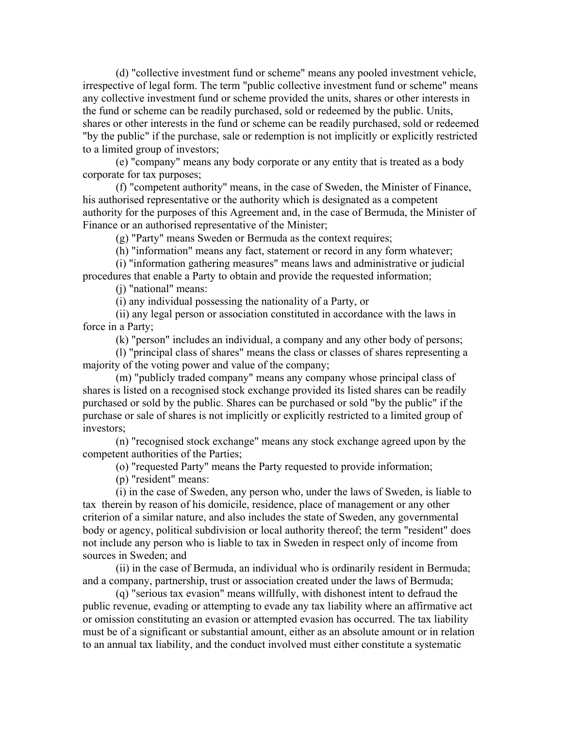(d) "collective investment fund or scheme" means any pooled investment vehicle, irrespective of legal form. The term "public collective investment fund or scheme" means any collective investment fund or scheme provided the units, shares or other interests in the fund or scheme can be readily purchased, sold or redeemed by the public. Units, shares or other interests in the fund or scheme can be readily purchased, sold or redeemed "by the public" if the purchase, sale or redemption is not implicitly or explicitly restricted to a limited group of investors;

(e) "company" means any body corporate or any entity that is treated as a body corporate for tax purposes;

(f) "competent authority" means, in the case of Sweden, the Minister of Finance, his authorised representative or the authority which is designated as a competent authority for the purposes of this Agreement and, in the case of Bermuda, the Minister of Finance or an authorised representative of the Minister;

(g) "Party" means Sweden or Bermuda as the context requires;

(h) "information" means any fact, statement or record in any form whatever;

(i) "information gathering measures" means laws and administrative or judicial procedures that enable a Party to obtain and provide the requested information;

(j) "national" means:

(i) any individual possessing the nationality of a Party, or

(ii) any legal person or association constituted in accordance with the laws in force in a Party;

(k) "person" includes an individual, a company and any other body of persons;

(l) "principal class of shares" means the class or classes of shares representing a majority of the voting power and value of the company;

(m) "publicly traded company" means any company whose principal class of shares is listed on a recognised stock exchange provided its listed shares can be readily purchased or sold by the public. Shares can be purchased or sold "by the public" if the purchase or sale of shares is not implicitly or explicitly restricted to a limited group of investors;

(n) "recognised stock exchange" means any stock exchange agreed upon by the competent authorities of the Parties;

(o) "requested Party" means the Party requested to provide information;

(p) "resident" means:

(i) in the case of Sweden, any person who, under the laws of Sweden, is liable to tax therein by reason of his domicile, residence, place of management or any other criterion of a similar nature, and also includes the state of Sweden, any governmental body or agency, political subdivision or local authority thereof; the term "resident" does not include any person who is liable to tax in Sweden in respect only of income from sources in Sweden; and

(ii) in the case of Bermuda, an individual who is ordinarily resident in Bermuda; and a company, partnership, trust or association created under the laws of Bermuda;

(q) "serious tax evasion" means willfully, with dishonest intent to defraud the public revenue, evading or attempting to evade any tax liability where an affirmative act or omission constituting an evasion or attempted evasion has occurred. The tax liability must be of a significant or substantial amount, either as an absolute amount or in relation to an annual tax liability, and the conduct involved must either constitute a systematic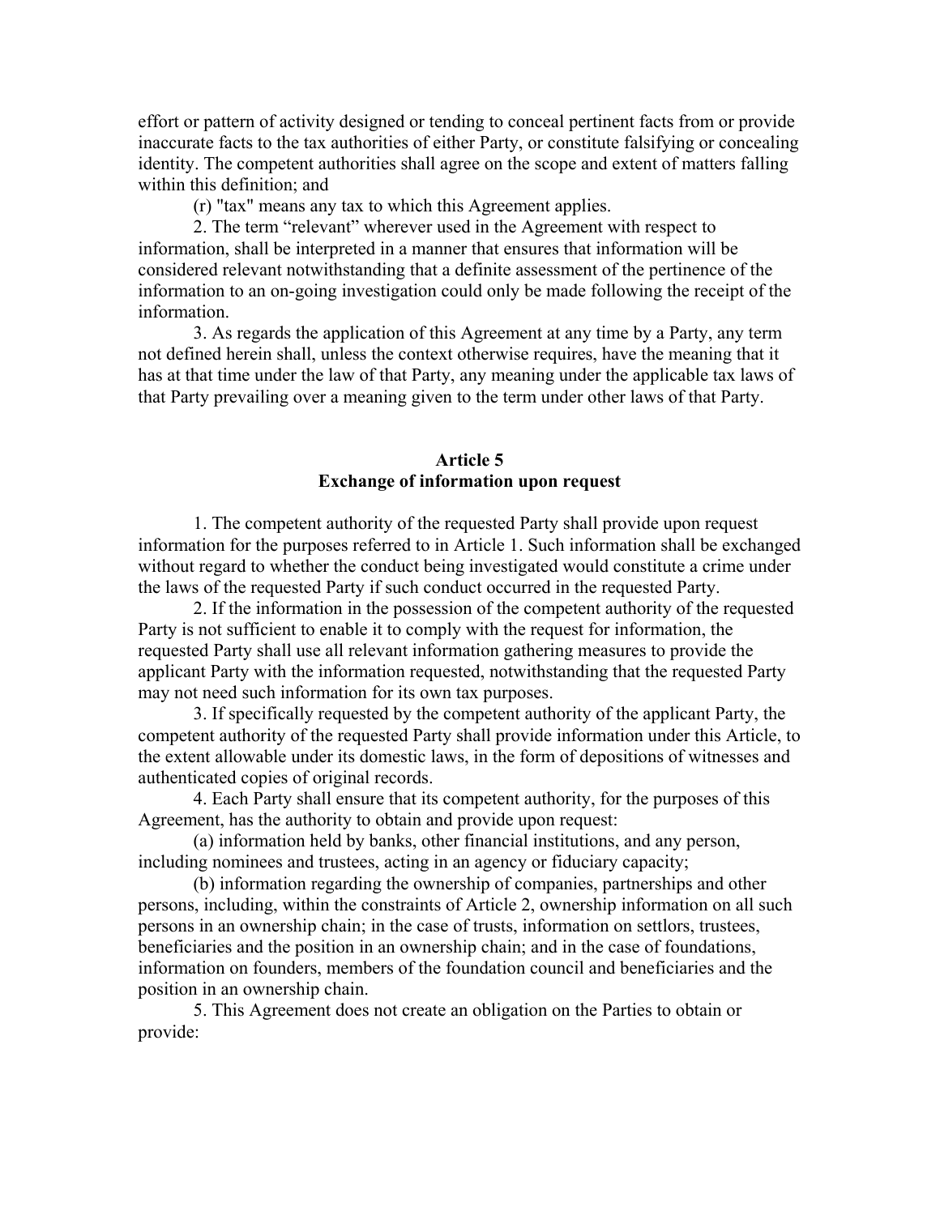effort or pattern of activity designed or tending to conceal pertinent facts from or provide inaccurate facts to the tax authorities of either Party, or constitute falsifying or concealing identity. The competent authorities shall agree on the scope and extent of matters falling within this definition; and

(r) "tax" means any tax to which this Agreement applies.

2. The term "relevant" wherever used in the Agreement with respect to information, shall be interpreted in a manner that ensures that information will be considered relevant notwithstanding that a definite assessment of the pertinence of the information to an on-going investigation could only be made following the receipt of the information.

3. As regards the application of this Agreement at any time by a Party, any term not defined herein shall, unless the context otherwise requires, have the meaning that it has at that time under the law of that Party, any meaning under the applicable tax laws of that Party prevailing over a meaning given to the term under other laws of that Party.

## Article 5
## Exchange of information upon request

1. The competent authority of the requested Party shall provide upon request information for the purposes referred to in Article 1. Such information shall be exchanged without regard to whether the conduct being investigated would constitute a crime under the laws of the requested Party if such conduct occurred in the requested Party.

2. If the information in the possession of the competent authority of the requested Party is not sufficient to enable it to comply with the request for information, the requested Party shall use all relevant information gathering measures to provide the applicant Party with the information requested, notwithstanding that the requested Party may not need such information for its own tax purposes.

3. If specifically requested by the competent authority of the applicant Party, the competent authority of the requested Party shall provide information under this Article, to the extent allowable under its domestic laws, in the form of depositions of witnesses and authenticated copies of original records.

4. Each Party shall ensure that its competent authority, for the purposes of this Agreement, has the authority to obtain and provide upon request:

(a) information held by banks, other financial institutions, and any person, including nominees and trustees, acting in an agency or fiduciary capacity;

(b) information regarding the ownership of companies, partnerships and other persons, including, within the constraints of Article 2, ownership information on all such persons in an ownership chain; in the case of trusts, information on settlors, trustees, beneficiaries and the position in an ownership chain; and in the case of foundations, information on founders, members of the foundation council and beneficiaries and the position in an ownership chain.

5. This Agreement does not create an obligation on the Parties to obtain or provide: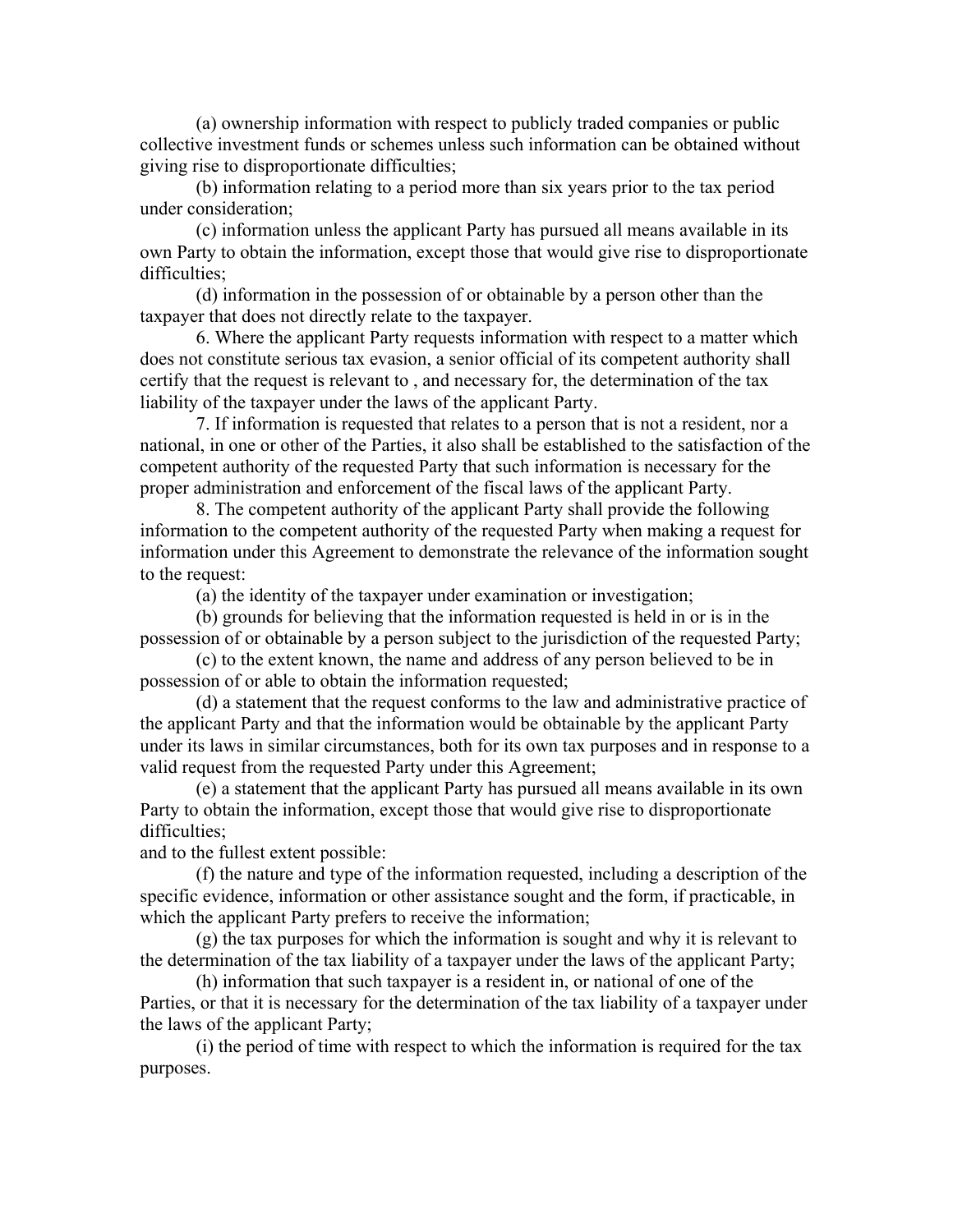(a) ownership information with respect to publicly traded companies or public collective investment funds or schemes unless such information can be obtained without giving rise to disproportionate difficulties;

(b) information relating to a period more than six years prior to the tax period under consideration;

(c) information unless the applicant Party has pursued all means available in its own Party to obtain the information, except those that would give rise to disproportionate difficulties;

(d) information in the possession of or obtainable by a person other than the taxpayer that does not directly relate to the taxpayer.

6. Where the applicant Party requests information with respect to a matter which does not constitute serious tax evasion, a senior official of its competent authority shall certify that the request is relevant to , and necessary for, the determination of the tax liability of the taxpayer under the laws of the applicant Party.

7. If information is requested that relates to a person that is not a resident, nor a national, in one or other of the Parties, it also shall be established to the satisfaction of the competent authority of the requested Party that such information is necessary for the proper administration and enforcement of the fiscal laws of the applicant Party.

8. The competent authority of the applicant Party shall provide the following information to the competent authority of the requested Party when making a request for information under this Agreement to demonstrate the relevance of the information sought to the request:

(a) the identity of the taxpayer under examination or investigation;

(b) grounds for believing that the information requested is held in or is in the possession of or obtainable by a person subject to the jurisdiction of the requested Party;

(c) to the extent known, the name and address of any person believed to be in possession of or able to obtain the information requested;

(d) a statement that the request conforms to the law and administrative practice of the applicant Party and that the information would be obtainable by the applicant Party under its laws in similar circumstances, both for its own tax purposes and in response to a valid request from the requested Party under this Agreement;

(e) a statement that the applicant Party has pursued all means available in its own Party to obtain the information, except those that would give rise to disproportionate difficulties;

and to the fullest extent possible:

(f) the nature and type of the information requested, including a description of the specific evidence, information or other assistance sought and the form, if practicable, in which the applicant Party prefers to receive the information;

(g) the tax purposes for which the information is sought and why it is relevant to the determination of the tax liability of a taxpayer under the laws of the applicant Party;

(h) information that such taxpayer is a resident in, or national of one of the Parties, or that it is necessary for the determination of the tax liability of a taxpayer under the laws of the applicant Party;

(i) the period of time with respect to which the information is required for the tax purposes.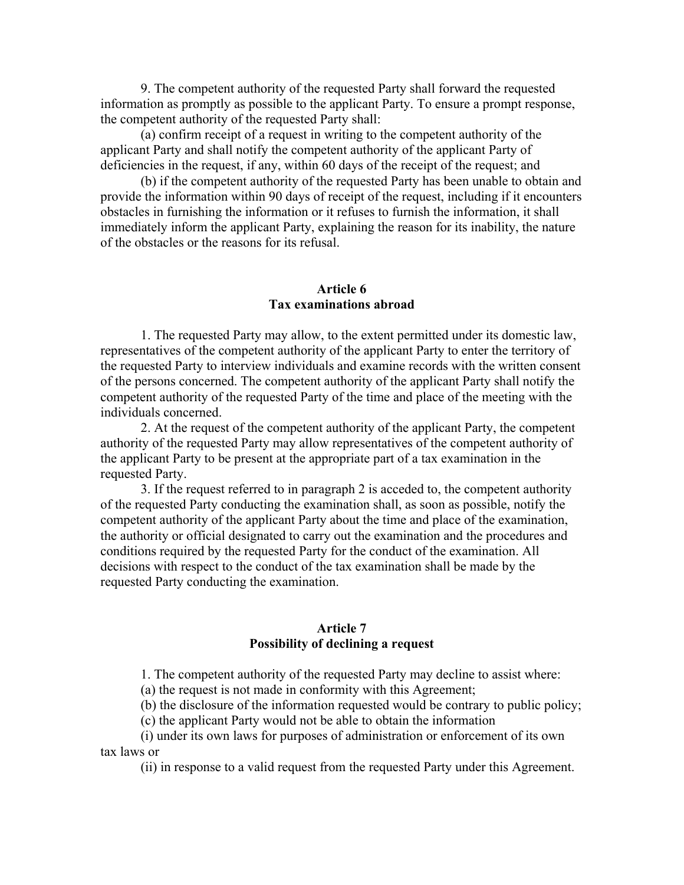9. The competent authority of the requested Party shall forward the requested information as promptly as possible to the applicant Party. To ensure a prompt response, the competent authority of the requested Party shall:

(a) confirm receipt of a request in writing to the competent authority of the applicant Party and shall notify the competent authority of the applicant Party of deficiencies in the request, if any, within 60 days of the receipt of the request; and

(b) if the competent authority of the requested Party has been unable to obtain and provide the information within 90 days of receipt of the request, including if it encounters obstacles in furnishing the information or it refuses to furnish the information, it shall immediately inform the applicant Party, explaining the reason for its inability, the nature of the obstacles or the reasons for its refusal.

## Article 6
## Tax examinations abroad

1. The requested Party may allow, to the extent permitted under its domestic law, representatives of the competent authority of the applicant Party to enter the territory of the requested Party to interview individuals and examine records with the written consent of the persons concerned. The competent authority of the applicant Party shall notify the competent authority of the requested Party of the time and place of the meeting with the individuals concerned.

2. At the request of the competent authority of the applicant Party, the competent authority of the requested Party may allow representatives of the competent authority of the applicant Party to be present at the appropriate part of a tax examination in the requested Party.

3. If the request referred to in paragraph 2 is acceded to, the competent authority of the requested Party conducting the examination shall, as soon as possible, notify the competent authority of the applicant Party about the time and place of the examination, the authority or official designated to carry out the examination and the procedures and conditions required by the requested Party for the conduct of the examination. All decisions with respect to the conduct of the tax examination shall be made by the requested Party conducting the examination.

## Article 7
## Possibility of declining a request

1. The competent authority of the requested Party may decline to assist where:

(a) the request is not made in conformity with this Agreement;

(b) the disclosure of the information requested would be contrary to public policy;

(c) the applicant Party would not be able to obtain the information

(i) under its own laws for purposes of administration or enforcement of its own tax laws or

(ii) in response to a valid request from the requested Party under this Agreement.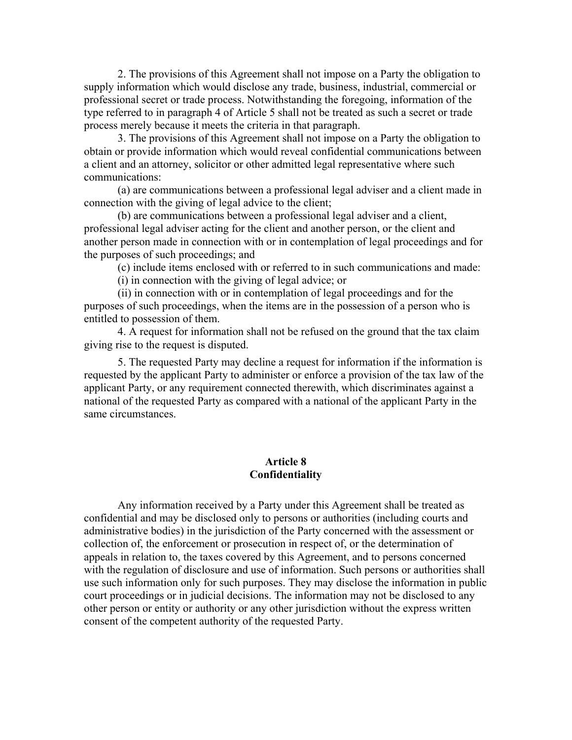2. The provisions of this Agreement shall not impose on a Party the obligation to supply information which would disclose any trade, business, industrial, commercial or professional secret or trade process. Notwithstanding the foregoing, information of the type referred to in paragraph 4 of Article 5 shall not be treated as such a secret or trade process merely because it meets the criteria in that paragraph.

3. The provisions of this Agreement shall not impose on a Party the obligation to obtain or provide information which would reveal confidential communications between a client and an attorney, solicitor or other admitted legal representative where such communications:

(a) are communications between a professional legal adviser and a client made in connection with the giving of legal advice to the client;

(b) are communications between a professional legal adviser and a client, professional legal adviser acting for the client and another person, or the client and another person made in connection with or in contemplation of legal proceedings and for the purposes of such proceedings; and

(c) include items enclosed with or referred to in such communications and made:

(i) in connection with the giving of legal advice; or

(ii) in connection with or in contemplation of legal proceedings and for the purposes of such proceedings, when the items are in the possession of a person who is entitled to possession of them.

4. A request for information shall not be refused on the ground that the tax claim giving rise to the request is disputed.

5. The requested Party may decline a request for information if the information is requested by the applicant Party to administer or enforce a provision of the tax law of the applicant Party, or any requirement connected therewith, which discriminates against a national of the requested Party as compared with a national of the applicant Party in the same circumstances.

## Article 8
## Confidentiality

Any information received by a Party under this Agreement shall be treated as confidential and may be disclosed only to persons or authorities (including courts and administrative bodies) in the jurisdiction of the Party concerned with the assessment or collection of, the enforcement or prosecution in respect of, or the determination of appeals in relation to, the taxes covered by this Agreement, and to persons concerned with the regulation of disclosure and use of information. Such persons or authorities shall use such information only for such purposes. They may disclose the information in public court proceedings or in judicial decisions. The information may not be disclosed to any other person or entity or authority or any other jurisdiction without the express written consent of the competent authority of the requested Party.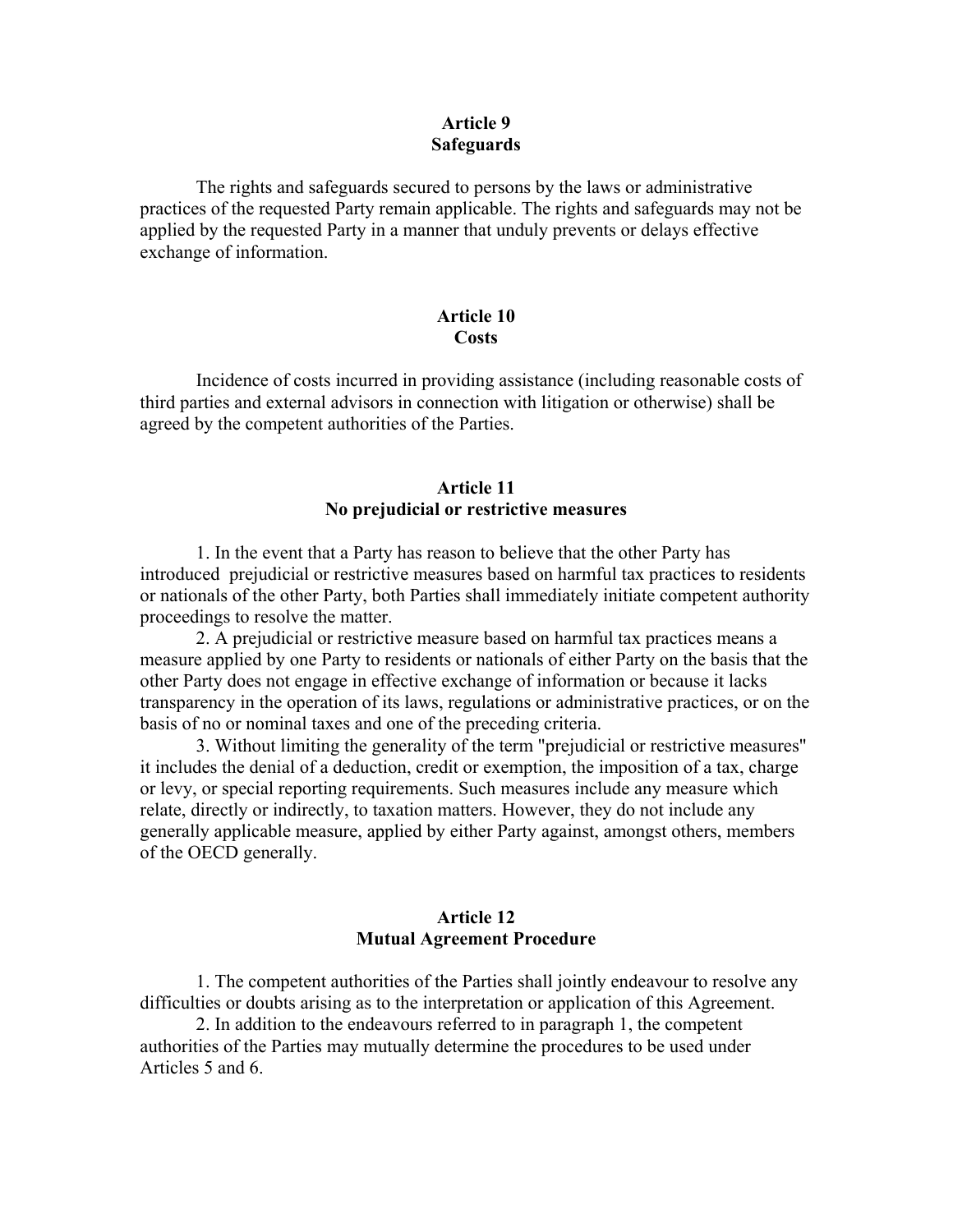## Article 9
## Safeguards

The rights and safeguards secured to persons by the laws or administrative practices of the requested Party remain applicable. The rights and safeguards may not be applied by the requested Party in a manner that unduly prevents or delays effective exchange of information.

## Article 10
## Costs

Incidence of costs incurred in providing assistance (including reasonable costs of third parties and external advisors in connection with litigation or otherwise) shall be agreed by the competent authorities of the Parties.

## Article 11
## No prejudicial or restrictive measures

1. In the event that a Party has reason to believe that the other Party has introduced prejudicial or restrictive measures based on harmful tax practices to residents or nationals of the other Party, both Parties shall immediately initiate competent authority proceedings to resolve the matter.

2. A prejudicial or restrictive measure based on harmful tax practices means a measure applied by one Party to residents or nationals of either Party on the basis that the other Party does not engage in effective exchange of information or because it lacks transparency in the operation of its laws, regulations or administrative practices, or on the basis of no or nominal taxes and one of the preceding criteria.

3. Without limiting the generality of the term "prejudicial or restrictive measures" it includes the denial of a deduction, credit or exemption, the imposition of a tax, charge or levy, or special reporting requirements. Such measures include any measure which relate, directly or indirectly, to taxation matters. However, they do not include any generally applicable measure, applied by either Party against, amongst others, members of the OECD generally.

## Article 12
## Mutual Agreement Procedure

1. The competent authorities of the Parties shall jointly endeavour to resolve any difficulties or doubts arising as to the interpretation or application of this Agreement.

2. In addition to the endeavours referred to in paragraph 1, the competent authorities of the Parties may mutually determine the procedures to be used under Articles 5 and 6.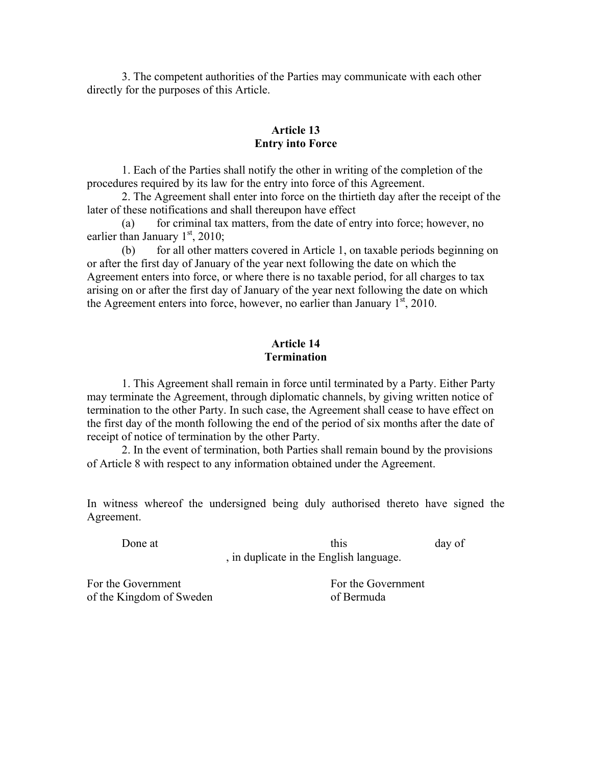3. The competent authorities of the Parties may communicate with each other directly for the purposes of this Article.

### Article 13
### Entry into Force

1. Each of the Parties shall notify the other in writing of the completion of the procedures required by its law for the entry into force of this Agreement.

2. The Agreement shall enter into force on the thirtieth day after the receipt of the later of these notifications and shall thereupon have effect

(a) for criminal tax matters, from the date of entry into force; however, no earlier than January 1st, 2010;

(b) for all other matters covered in Article 1, on taxable periods beginning on or after the first day of January of the year next following the date on which the Agreement enters into force, or where there is no taxable period, for all charges to tax arising on or after the first day of January of the year next following the date on which the Agreement enters into force, however, no earlier than January 1st, 2010.

### Article 14
### Termination

1. This Agreement shall remain in force until terminated by a Party. Either Party may terminate the Agreement, through diplomatic channels, by giving written notice of termination to the other Party. In such case, the Agreement shall cease to have effect on the first day of the month following the end of the period of six months after the date of receipt of notice of termination by the other Party.

2. In the event of termination, both Parties shall remain bound by the provisions of Article 8 with respect to any information obtained under the Agreement.

In witness whereof the undersigned being duly authorised thereto have signed the Agreement.

Done at this day of , in duplicate in the English language.

For the Government of the Kingdom of Sweden

For the Government of Bermuda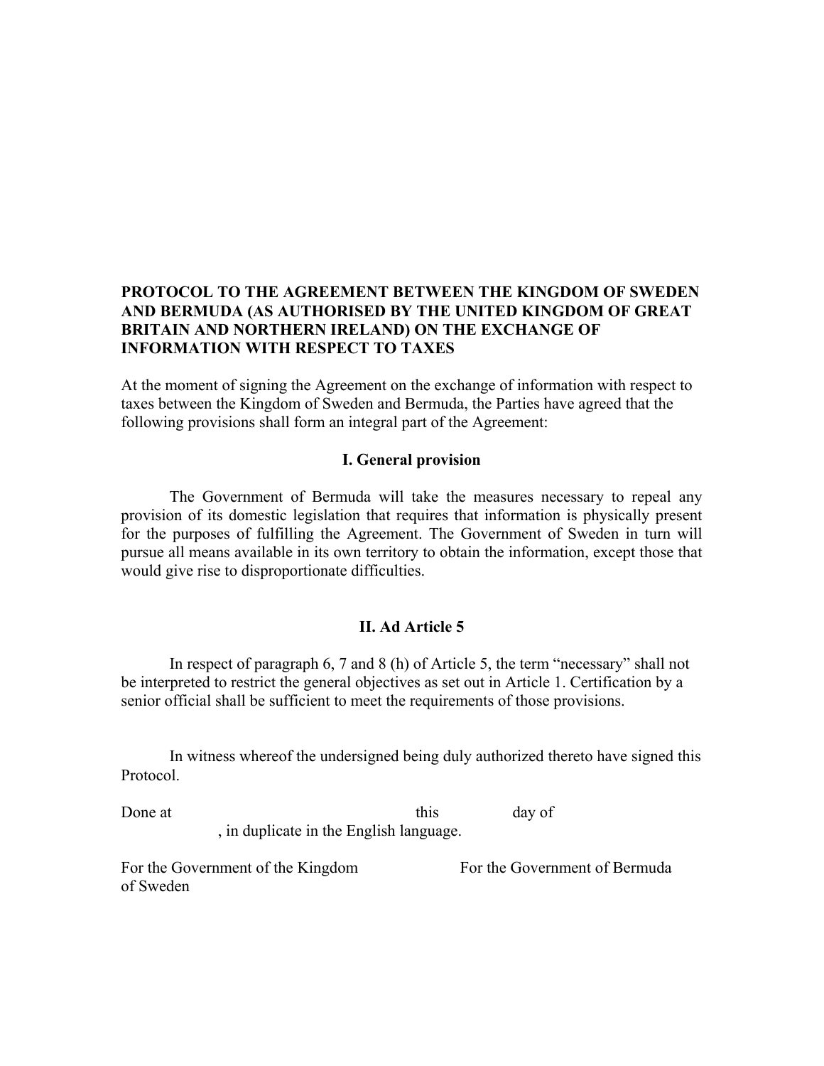**PROTOCOL TO THE AGREEMENT BETWEEN THE KINGDOM OF SWEDEN AND BERMUDA (AS AUTHORISED BY THE UNITED KINGDOM OF GREAT BRITAIN AND NORTHERN IRELAND) ON THE EXCHANGE OF INFORMATION WITH RESPECT TO TAXES**

At the moment of signing the Agreement on the exchange of information with respect to taxes between the Kingdom of Sweden and Bermuda, the Parties have agreed that the following provisions shall form an integral part of the Agreement:

**I. General provision**

The Government of Bermuda will take the measures necessary to repeal any provision of its domestic legislation that requires that information is physically present for the purposes of fulfilling the Agreement. The Government of Sweden in turn will pursue all means available in its own territory to obtain the information, except those that would give rise to disproportionate difficulties.

**II. Ad Article 5**

In respect of paragraph 6, 7 and 8 (h) of Article 5, the term "necessary" shall not be interpreted to restrict the general objectives as set out in Article 1. Certification by a senior official shall be sufficient to meet the requirements of those provisions.

In witness whereof the undersigned being duly authorized thereto have signed this Protocol.

Done at this day of , in duplicate in the English language.

For the Government of the Kingdom of Sweden

For the Government of Bermuda